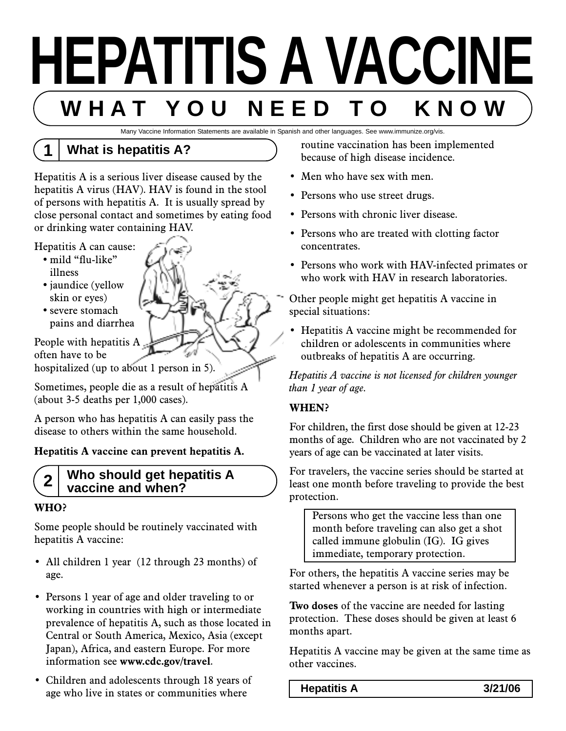# HEPATITIS A VACCINE

## WHAT YOU NEED TO KNOW

Many Vaccine Information Statements are available in Spanish and other languages. See www.immunize.org/vis.

### 1 What is hepatitis A?

Hepatitis A is a serious liver disease caused by the hepatitis A virus (HAV). HAV is found in the stool of persons with hepatitis A. It is usually spread by close personal contact and sometimes by eating food or drinking water containing HAV.

Hepatitis A can cause:

- mild "flu-like" illness
- jaundice (yellow skin or eyes)
- severe stomach pains and diarrhea

People with hepatitis A often have to be hospitalized (up to about 1 person in 5).

Sometimes, people die as a result of hepatitis A (about 3-5 deaths per 1,000 cases).

A person who has hepatitis A can easily pass the disease to others within the same household.

**Hepatitis A vaccine can prevent hepatitis A.**

### 2 Who should get hepatitis A vaccine and when?

**WHO?**

Some people should be routinely vaccinated with hepatitis A vaccine:

- All children 1 year (12 through 23 months) of age.
- Persons 1 year of age and older traveling to or working in countries with high or intermediate prevalence of hepatitis A, such as those located in Central or South America, Mexico, Asia (except Japan), Africa, and eastern Europe. For more information see **www.cdc.gov/travel**.
- Children and adolescents through 18 years of age who live in states or communities where routine vaccination has been implemented because of high disease incidence.
- Men who have sex with men.
- Persons who use street drugs.
- Persons with chronic liver disease.
- Persons who are treated with clotting factor concentrates.
- Persons who work with HAV-infected primates or who work with HAV in research laboratories.

Other people might get hepatitis A vaccine in special situations:

- Hepatitis A vaccine might be recommended for children or adolescents in communities where outbreaks of hepatitis A are occurring.

*Hepatitis A vaccine is not licensed for children younger than 1 year of age.*

**WHEN?**

For children, the first dose should be given at 12-23 months of age. Children who are not vaccinated by 2 years of age can be vaccinated at later visits.

For travelers, the vaccine series should be started at least one month before traveling to provide the best protection.

> Persons who get the vaccine less than one month before traveling can also get a shot called immune globulin (IG). IG gives immediate, temporary protection.

For others, the hepatitis A vaccine series may be started whenever a person is at risk of infection.

**Two doses** of the vaccine are needed for lasting protection. These doses should be given at least 6 months apart.

Hepatitis A vaccine may be given at the same time as other vaccines.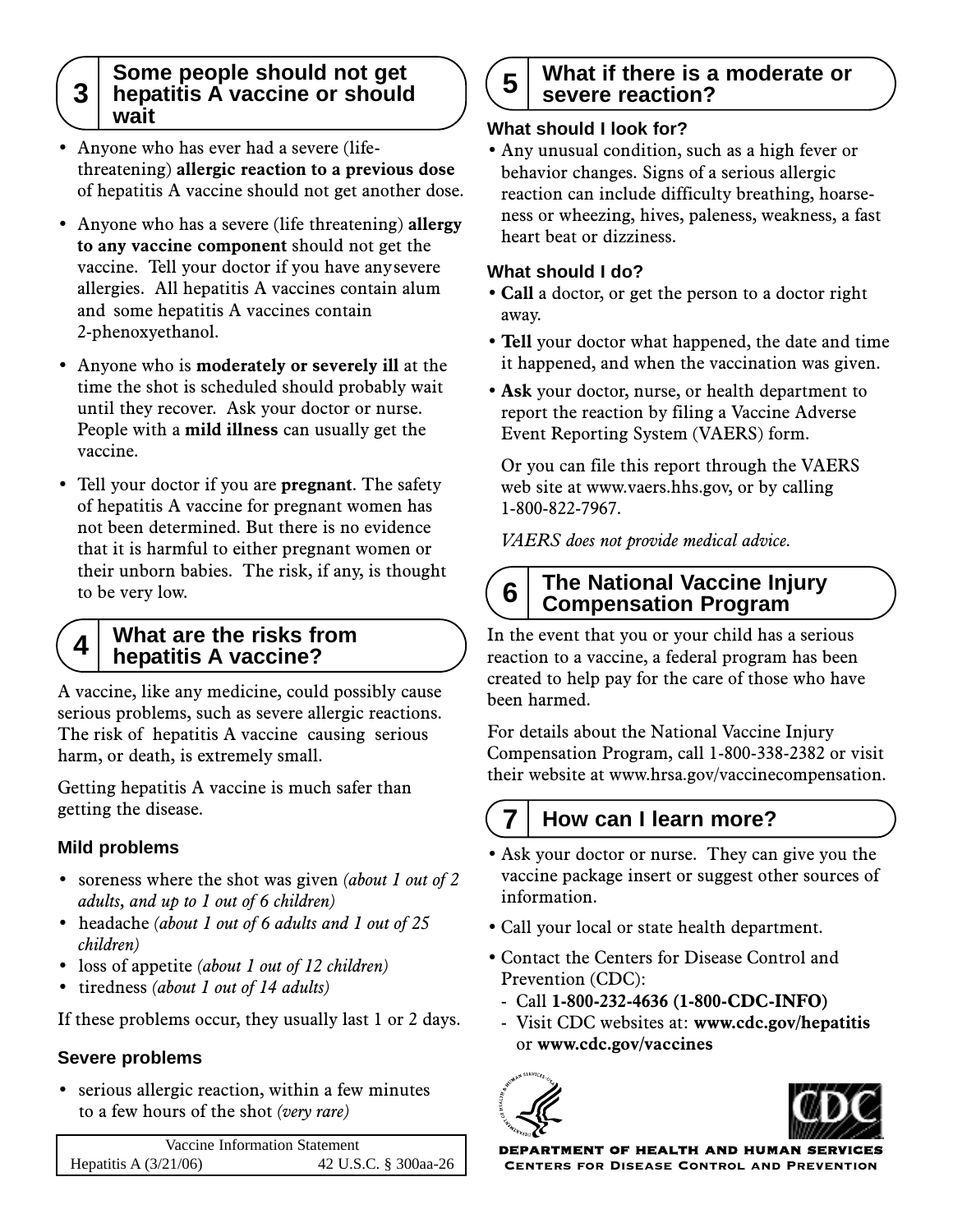## 3 Some people should not get hepatitis A vaccine or should wait

- Anyone who has ever had a severe (life-threatening) **allergic reaction to a previous dose** of hepatitis A vaccine should not get another dose.
- Anyone who has a severe (life threatening) **allergy to any vaccine component** should not get the vaccine. Tell your doctor if you have any severe allergies. All hepatitis A vaccines contain alum and some hepatitis A vaccines contain 2-phenoxyethanol.
- Anyone who is **moderately or severely ill** at the time the shot is scheduled should probably wait until they recover. Ask your doctor or nurse. People with a **mild illness** can usually get the vaccine.
- Tell your doctor if you are **pregnant**. The safety of hepatitis A vaccine for pregnant women has not been determined. But there is no evidence that it is harmful to either pregnant women or their unborn babies. The risk, if any, is thought to be very low.

## 4 What are the risks from hepatitis A vaccine?

A vaccine, like any medicine, could possibly cause serious problems, such as severe allergic reactions. The risk of hepatitis A vaccine causing serious harm, or death, is extremely small.

Getting hepatitis A vaccine is much safer than getting the disease.

### Mild problems

- soreness where the shot was given *(about 1 out of 2 adults, and up to 1 out of 6 children)*
- headache *(about 1 out of 6 adults and 1 out of 25 children)*
- loss of appetite *(about 1 out of 12 children)*
- tiredness *(about 1 out of 14 adults)*

If these problems occur, they usually last 1 or 2 days.

### Severe problems

- serious allergic reaction, within a few minutes to a few hours of the shot *(very rare)*

## 5 What if there is a moderate or severe reaction?

### What should I look for?

- Any unusual condition, such as a high fever or behavior changes. Signs of a serious allergic reaction can include difficulty breathing, hoarseness or wheezing, hives, paleness, weakness, a fast heart beat or dizziness.

### What should I do?

- **Call** a doctor, or get the person to a doctor right away.
- **Tell** your doctor what happened, the date and time it happened, and when the vaccination was given.
- **Ask** your doctor, nurse, or health department to report the reaction by filing a Vaccine Adverse Event Reporting System (VAERS) form.

Or you can file this report through the VAERS web site at www.vaers.hhs.gov, or by calling 1-800-822-7967.

*VAERS does not provide medical advice.*

## 6 The National Vaccine Injury Compensation Program

In the event that you or your child has a serious reaction to a vaccine, a federal program has been created to help pay for the care of those who have been harmed.

For details about the National Vaccine Injury Compensation Program, call 1-800-338-2382 or visit their website at www.hrsa.gov/vaccinecompensation.

## 7 How can I learn more?

- Ask your doctor or nurse. They can give you the vaccine package insert or suggest other sources of information.
- Call your local or state health department.
- Contact the Centers for Disease Control and Prevention (CDC):
  - Call **1-800-232-4636 (1-800-CDC-INFO)**
  - Visit CDC websites at: **www.cdc.gov/hepatitis** or **www.cdc.gov/vaccines**

| Vaccine Information Statement | |
|---|---|
| Hepatitis A (3/21/06) | 42 U.S.C. § 300aa-26 |

DEPARTMENT OF HEALTH AND HUMAN SERVICES
CENTERS FOR DISEASE CONTROL AND PREVENTION